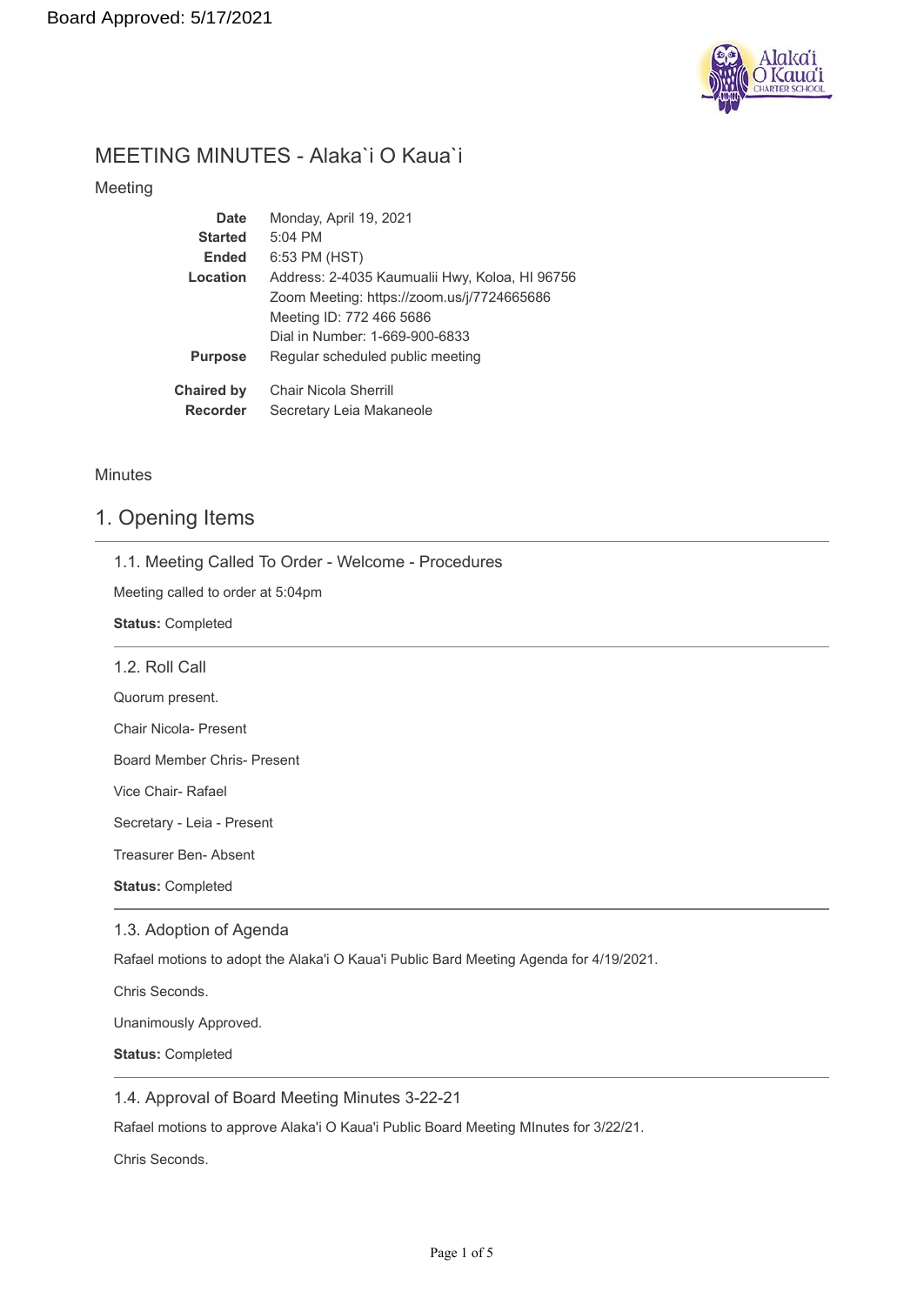Board Approved: 5/17/2021

# MEETING MINUTES - Alaka`i O Kaua`i

Meeting

| | |
|---|---|
| **Date** | Monday, April 19, 2021 |
| **Started** | 5:04 PM |
| **Ended** | 6:53 PM (HST) |
| **Location** | Address: 2-4035 Kaumualii Hwy, Koloa, HI 96756<br>Zoom Meeting: https://zoom.us/j/7724665686<br>Meeting ID: 772 466 5686<br>Dial in Number: 1-669-900-6833 |
| **Purpose** | Regular scheduled public meeting |
| **Chaired by** | Chair Nicola Sherrill |
| **Recorder** | Secretary Leia Makaneole |

Minutes

## 1. Opening Items

### 1.1. Meeting Called To Order - Welcome - Procedures

Meeting called to order at 5:04pm

**Status:** Completed

### 1.2. Roll Call

Quorum present.

Chair Nicola- Present

Board Member Chris- Present

Vice Chair- Rafael

Secretary - Leia - Present

Treasurer Ben- Absent

**Status:** Completed

### 1.3. Adoption of Agenda

Rafael motions to adopt the Alaka'i O Kaua'i Public Bard Meeting Agenda for 4/19/2021.

Chris Seconds.

Unanimously Approved.

**Status:** Completed

### 1.4. Approval of Board Meeting Minutes 3-22-21

Rafael motions to approve Alaka'i O Kaua'i Public Board Meeting MInutes for 3/22/21.

Chris Seconds.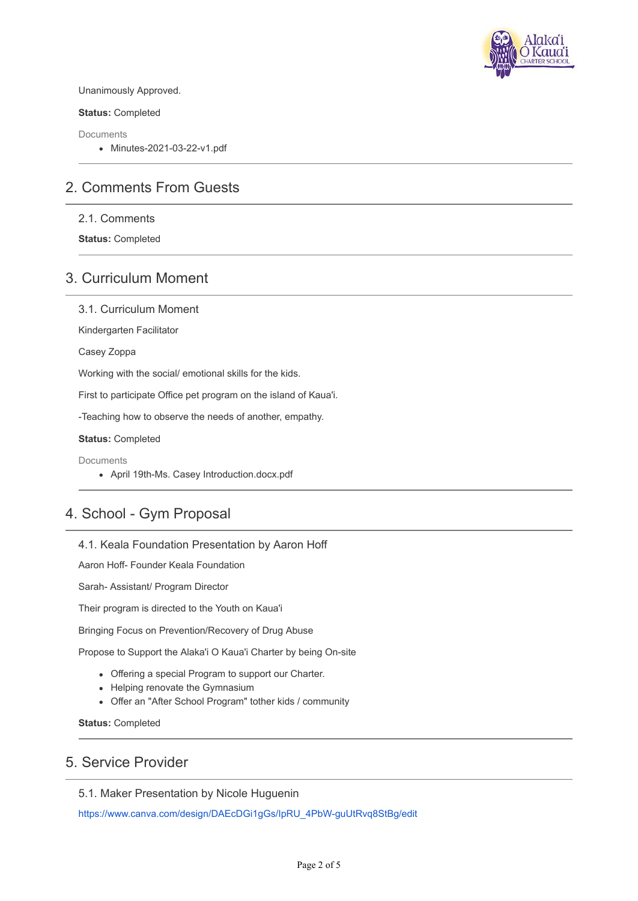Unanimously Approved.

**Status:** Completed

Documents

- Minutes-2021-03-22-v1.pdf

## 2. Comments From Guests

### 2.1. Comments

**Status:** Completed

## 3. Curriculum Moment

### 3.1. Curriculum Moment

Kindergarten Facilitator

Casey Zoppa

Working with the social/ emotional skills for the kids.

First to participate Office pet program on the island of Kaua'i.

-Teaching how to observe the needs of another, empathy.

**Status:** Completed

Documents

- April 19th-Ms. Casey Introduction.docx.pdf

## 4. School - Gym Proposal

### 4.1. Keala Foundation Presentation by Aaron Hoff

Aaron Hoff- Founder Keala Foundation

Sarah- Assistant/ Program Director

Their program is directed to the Youth on Kaua'i

Bringing Focus on Prevention/Recovery of Drug Abuse

Propose to Support the Alaka'i O Kaua'i Charter by being On-site

- Offering a special Program to support our Charter.
- Helping renovate the Gymnasium
- Offer an "After School Program" tother kids / community

**Status:** Completed

## 5. Service Provider

### 5.1. Maker Presentation by Nicole Huguenin

https://www.canva.com/design/DAEcDGi1gGs/IpRU_4PbW-guUtRvq8StBg/edit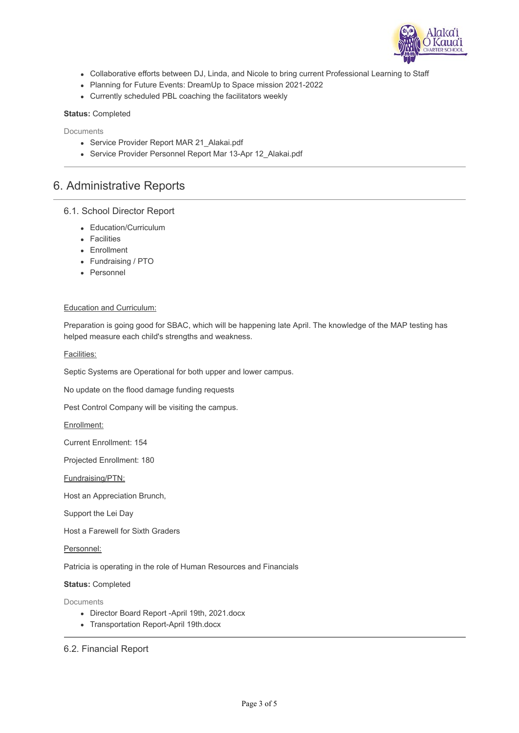- Collaborative efforts between DJ, Linda, and Nicole to bring current Professional Learning to Staff
- Planning for Future Events: DreamUp to Space mission 2021-2022
- Currently scheduled PBL coaching the facilitators weekly

**Status:** Completed

Documents

- Service Provider Report MAR 21_Alakai.pdf
- Service Provider Personnel Report Mar 13-Apr 12_Alakai.pdf

---

# 6. Administrative Reports

## 6.1. School Director Report

- Education/Curriculum
- Facilities
- Enrollment
- Fundraising / PTO
- Personnel

Education and Curriculum:

Preparation is going good for SBAC, which will be happening late April. The knowledge of the MAP testing has helped measure each child's strengths and weakness.

Facilities:

Septic Systems are Operational for both upper and lower campus.

No update on the flood damage funding requests

Pest Control Company will be visiting the campus.

Enrollment:

Current Enrollment: 154

Projected Enrollment: 180

Fundraising/PTN:

Host an Appreciation Brunch,

Support the Lei Day

Host a Farewell for Sixth Graders

Personnel:

Patricia is operating in the role of Human Resources and Financials

**Status:** Completed

Documents

- Director Board Report -April 19th, 2021.docx
- Transportation Report-April 19th.docx

---

## 6.2. Financial Report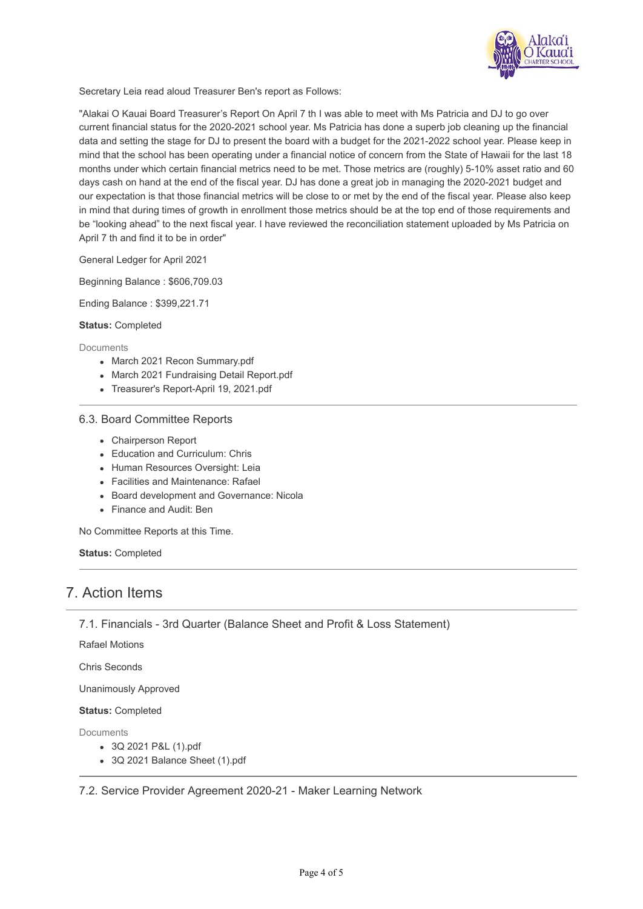Secretary Leia read aloud Treasurer Ben's report as Follows:

"Alakai O Kauai Board Treasurer's Report On April 7 th I was able to meet with Ms Patricia and DJ to go over current financial status for the 2020-2021 school year. Ms Patricia has done a superb job cleaning up the financial data and setting the stage for DJ to present the board with a budget for the 2021-2022 school year. Please keep in mind that the school has been operating under a financial notice of concern from the State of Hawaii for the last 18 months under which certain financial metrics need to be met. Those metrics are (roughly) 5-10% asset ratio and 60 days cash on hand at the end of the fiscal year. DJ has done a great job in managing the 2020-2021 budget and our expectation is that those financial metrics will be close to or met by the end of the fiscal year. Please also keep in mind that during times of growth in enrollment those metrics should be at the top end of those requirements and be "looking ahead" to the next fiscal year. I have reviewed the reconciliation statement uploaded by Ms Patricia on April 7 th and find it to be in order"

General Ledger for April 2021

Beginning Balance : $606,709.03

Ending Balance : $399,221.71

**Status:** Completed

Documents

- March 2021 Recon Summary.pdf
- March 2021 Fundraising Detail Report.pdf
- Treasurer's Report-April 19, 2021.pdf

### 6.3. Board Committee Reports

- Chairperson Report
- Education and Curriculum: Chris
- Human Resources Oversight: Leia
- Facilities and Maintenance: Rafael
- Board development and Governance: Nicola
- Finance and Audit: Ben

No Committee Reports at this Time.

**Status:** Completed

## 7. Action Items

### 7.1. Financials - 3rd Quarter (Balance Sheet and Profit & Loss Statement)

Rafael Motions

Chris Seconds

Unanimously Approved

**Status:** Completed

Documents

- 3Q 2021 P&L (1).pdf
- 3Q 2021 Balance Sheet (1).pdf

### 7.2. Service Provider Agreement 2020-21 - Maker Learning Network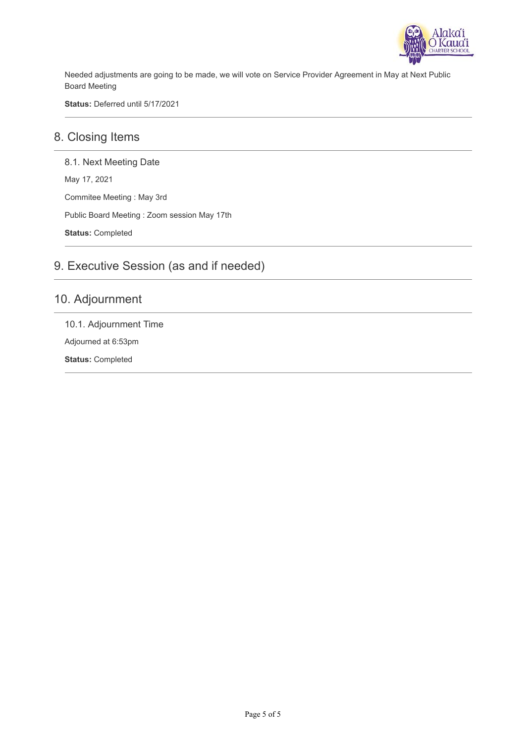Needed adjustments are going to be made, we will vote on Service Provider Agreement in May at Next Public Board Meeting

**Status:** Deferred until 5/17/2021

## 8. Closing Items

### 8.1. Next Meeting Date

May 17, 2021

Commitee Meeting : May 3rd

Public Board Meeting : Zoom session May 17th

**Status:** Completed

## 9. Executive Session (as and if needed)

## 10. Adjournment

### 10.1. Adjournment Time

Adjourned at 6:53pm

**Status:** Completed